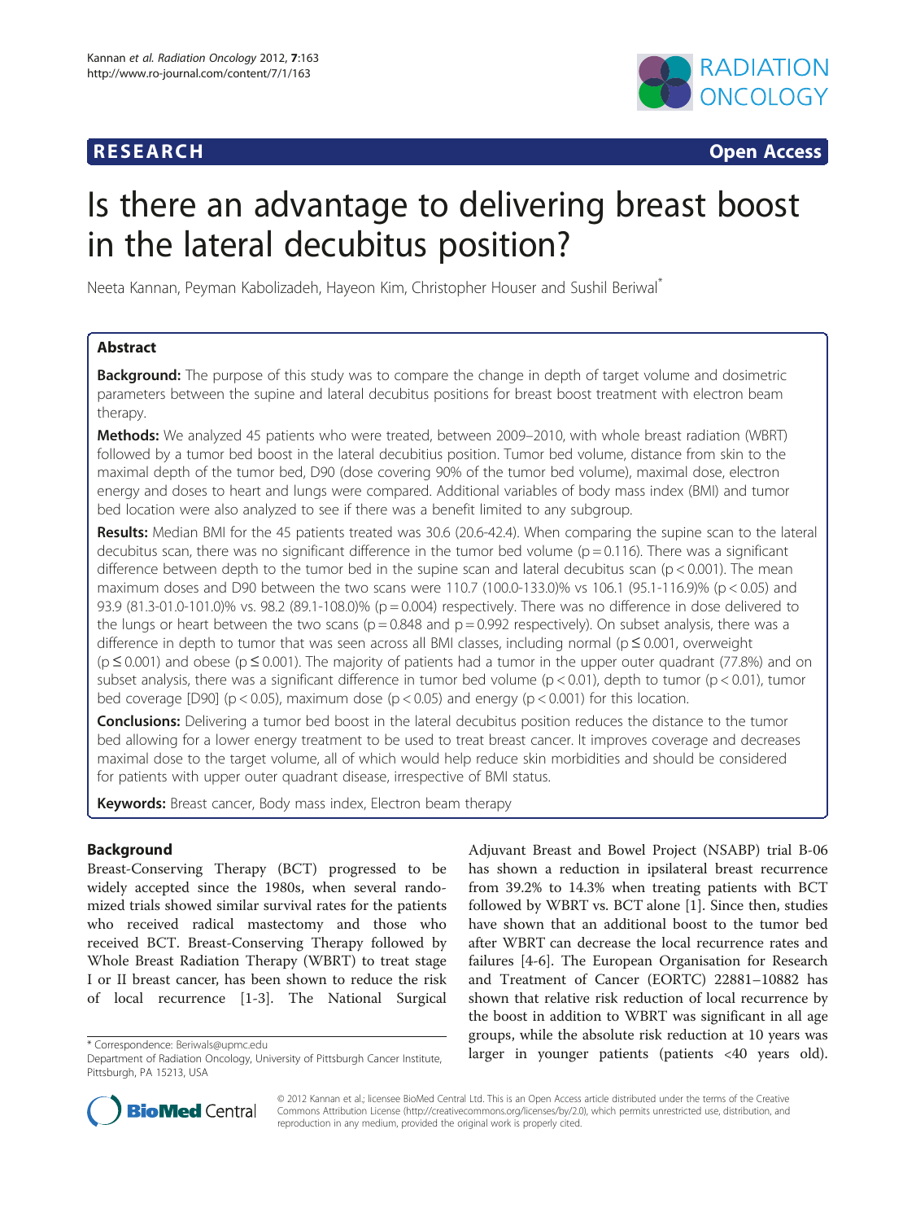**RESEARCH** **Open Access**

# Is there an advantage to delivering breast boost in the lateral decubitus position?

Neeta Kannan, Peyman Kabolizadeh, Hayeon Kim, Christopher Houser and Sushil Beriwal*

## Abstract

**Background:** The purpose of this study was to compare the change in depth of target volume and dosimetric parameters between the supine and lateral decubitus positions for breast boost treatment with electron beam therapy.

**Methods:** We analyzed 45 patients who were treated, between 2009–2010, with whole breast radiation (WBRT) followed by a tumor bed boost in the lateral decubitius position. Tumor bed volume, distance from skin to the maximal depth of the tumor bed, D90 (dose covering 90% of the tumor bed volume), maximal dose, electron energy and doses to heart and lungs were compared. Additional variables of body mass index (BMI) and tumor bed location were also analyzed to see if there was a benefit limited to any subgroup.

**Results:** Median BMI for the 45 patients treated was 30.6 (20.6-42.4). When comparing the supine scan to the lateral decubitus scan, there was no significant difference in the tumor bed volume ($p = 0.116$). There was a significant difference between depth to the tumor bed in the supine scan and lateral decubitus scan ($p < 0.001$). The mean maximum doses and D90 between the two scans were 110.7 (100.0-133.0)% vs 106.1 (95.1-116.9)% ($p < 0.05$) and 93.9 (81.3-01.0-101.0)% vs. 98.2 (89.1-108.0)% ($p = 0.004$) respectively. There was no difference in dose delivered to the lungs or heart between the two scans ($p = 0.848$ and $p = 0.992$ respectively). On subset analysis, there was a difference in depth to tumor that was seen across all BMI classes, including normal ($p \leq 0.001$, overweight ($p \leq 0.001$) and obese ($p \leq 0.001$). The majority of patients had a tumor in the upper outer quadrant (77.8%) and on subset analysis, there was a significant difference in tumor bed volume ($p < 0.01$), depth to tumor ($p < 0.01$), tumor bed coverage [D90] ($p < 0.05$), maximum dose ($p < 0.05$) and energy ($p < 0.001$) for this location.

**Conclusions:** Delivering a tumor bed boost in the lateral decubitus position reduces the distance to the tumor bed allowing for a lower energy treatment to be used to treat breast cancer. It improves coverage and decreases maximal dose to the target volume, all of which would help reduce skin morbidities and should be considered for patients with upper outer quadrant disease, irrespective of BMI status.

**Keywords:** Breast cancer, Body mass index, Electron beam therapy

## Background

Breast-Conserving Therapy (BCT) progressed to be widely accepted since the 1980s, when several randomized trials showed similar survival rates for the patients who received radical mastectomy and those who received BCT. Breast-Conserving Therapy followed by Whole Breast Radiation Therapy (WBRT) to treat stage I or II breast cancer, has been shown to reduce the risk of local recurrence [1-3]. The National Surgical Adjuvant Breast and Bowel Project (NSABP) trial B-06 has shown a reduction in ipsilateral breast recurrence from 39.2% to 14.3% when treating patients with BCT followed by WBRT vs. BCT alone [1]. Since then, studies have shown that an additional boost to the tumor bed after WBRT can decrease the local recurrence rates and failures [4-6]. The European Organisation for Research and Treatment of Cancer (EORTC) 22881–10882 has shown that relative risk reduction of local recurrence by the boost in addition to WBRT was significant in all age groups, while the absolute risk reduction at 10 years was larger in younger patients (patients <40 years old).

\* Correspondence: Beriwals@upmc.edu
Department of Radiation Oncology, University of Pittsburgh Cancer Institute, Pittsburgh, PA 15213, USA

© 2012 Kannan et al.; licensee BioMed Central Ltd. This is an Open Access article distributed under the terms of the Creative Commons Attribution License (http://creativecommons.org/licenses/by/2.0), which permits unrestricted use, distribution, and reproduction in any medium, provided the original work is properly cited.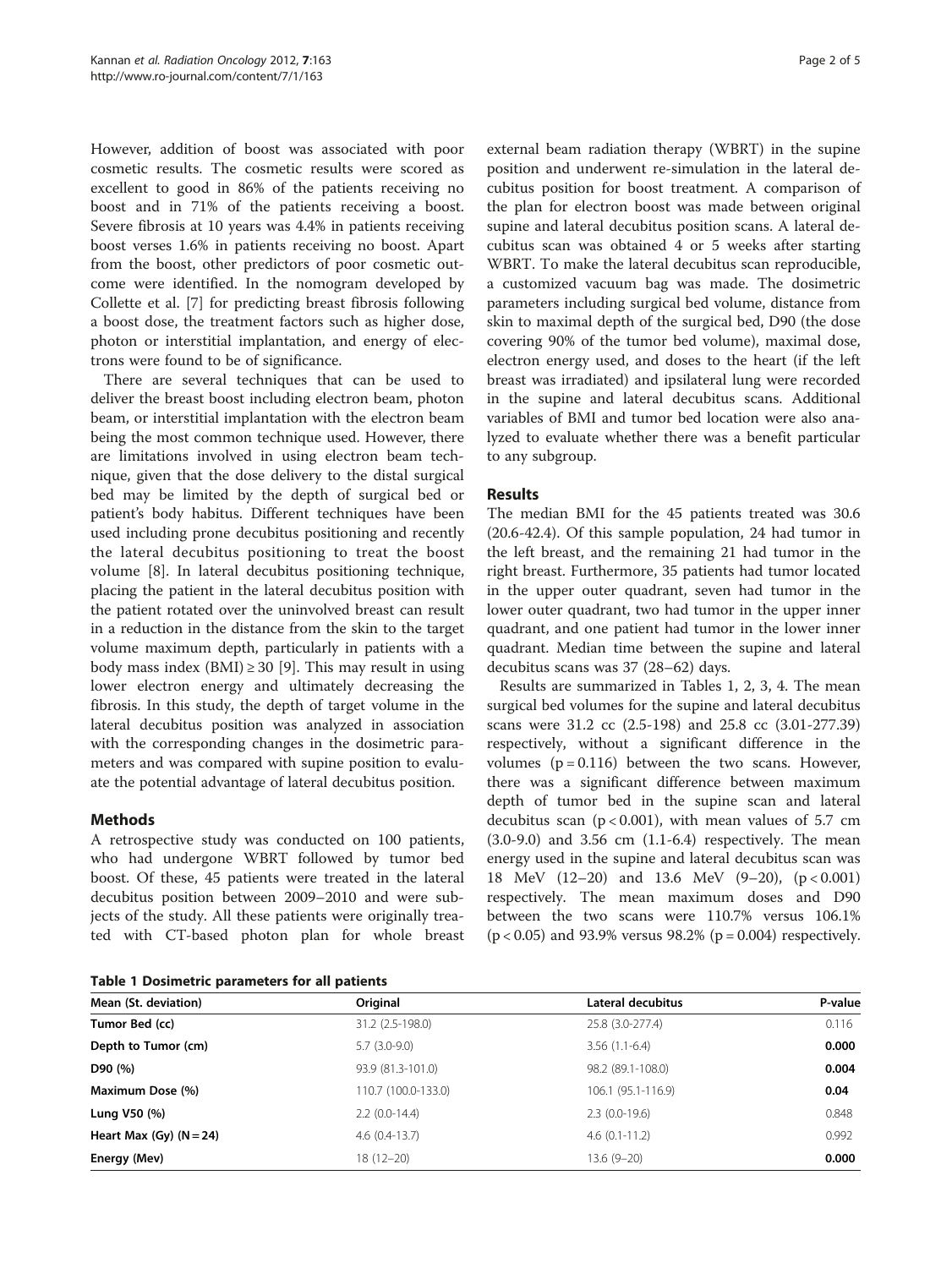However, addition of boost was associated with poor cosmetic results. The cosmetic results were scored as excellent to good in 86% of the patients receiving no boost and in 71% of the patients receiving a boost. Severe fibrosis at 10 years was 4.4% in patients receiving boost verses 1.6% in patients receiving no boost. Apart from the boost, other predictors of poor cosmetic outcome were identified. In the nomogram developed by Collette et al. [7] for predicting breast fibrosis following a boost dose, the treatment factors such as higher dose, photon or interstitial implantation, and energy of electrons were found to be of significance.

There are several techniques that can be used to deliver the breast boost including electron beam, photon beam, or interstitial implantation with the electron beam being the most common technique used. However, there are limitations involved in using electron beam technique, given that the dose delivery to the distal surgical bed may be limited by the depth of surgical bed or patient's body habitus. Different techniques have been used including prone decubitus positioning and recently the lateral decubitus positioning to treat the boost volume [8]. In lateral decubitus positioning technique, placing the patient in the lateral decubitus position with the patient rotated over the uninvolved breast can result in a reduction in the distance from the skin to the target volume maximum depth, particularly in patients with a body mass index (BMI) $\geq 30$ [9]. This may result in using lower electron energy and ultimately decreasing the fibrosis. In this study, the depth of target volume in the lateral decubitus position was analyzed in association with the corresponding changes in the dosimetric parameters and was compared with supine position to evaluate the potential advantage of lateral decubitus position.

## Methods

A retrospective study was conducted on 100 patients, who had undergone WBRT followed by tumor bed boost. Of these, 45 patients were treated in the lateral decubitus position between 2009–2010 and were subjects of the study. All these patients were originally treated with CT-based photon plan for whole breast external beam radiation therapy (WBRT) in the supine position and underwent re-simulation in the lateral decubitus position for boost treatment. A comparison of the plan for electron boost was made between original supine and lateral decubitus position scans. A lateral decubitus scan was obtained 4 or 5 weeks after starting WBRT. To make the lateral decubitus scan reproducible, a customized vacuum bag was made. The dosimetric parameters including surgical bed volume, distance from skin to maximal depth of the surgical bed, D90 (the dose covering 90% of the tumor bed volume), maximal dose, electron energy used, and doses to the heart (if the left breast was irradiated) and ipsilateral lung were recorded in the supine and lateral decubitus scans. Additional variables of BMI and tumor bed location were also analyzed to evaluate whether there was a benefit particular to any subgroup.

## Results

The median BMI for the 45 patients treated was 30.6 (20.6-42.4). Of this sample population, 24 had tumor in the left breast, and the remaining 21 had tumor in the right breast. Furthermore, 35 patients had tumor located in the upper outer quadrant, seven had tumor in the lower outer quadrant, two had tumor in the upper inner quadrant, and one patient had tumor in the lower inner quadrant. Median time between the supine and lateral decubitus scans was 37 (28–62) days.

Results are summarized in Tables 1, 2, 3, 4. The mean surgical bed volumes for the supine and lateral decubitus scans were 31.2 cc (2.5-198) and 25.8 cc (3.01-277.39) respectively, without a significant difference in the volumes ($p = 0.116$) between the two scans. However, there was a significant difference between maximum depth of tumor bed in the supine scan and lateral decubitus scan ($p < 0.001$), with mean values of 5.7 cm (3.0-9.0) and 3.56 cm (1.1-6.4) respectively. The mean energy used in the supine and lateral decubitus scan was 18 MeV (12–20) and 13.6 MeV (9–20), ($p < 0.001$) respectively. The mean maximum doses and D90 between the two scans were 110.7% versus 106.1% ($p < 0.05$) and 93.9% versus 98.2% ($p = 0.004$) respectively.

**Table 1 Dosimetric parameters for all patients**

| Mean (St. deviation) | Original | Lateral decubitus | P-value |
|---|---|---|---|
| **Tumor Bed (cc)** | 31.2 (2.5-198.0) | 25.8 (3.0-277.4) | 0.116 |
| **Depth to Tumor (cm)** | 5.7 (3.0-9.0) | 3.56 (1.1-6.4) | **0.000** |
| **D90 (%)** | 93.9 (81.3-101.0) | 98.2 (89.1-108.0) | **0.004** |
| **Maximum Dose (%)** | 110.7 (100.0-133.0) | 106.1 (95.1-116.9) | **0.04** |
| **Lung V50 (%)** | 2.2 (0.0-14.4) | 2.3 (0.0-19.6) | 0.848 |
| **Heart Max (Gy) (N = 24)** | 4.6 (0.4-13.7) | 4.6 (0.1-11.2) | 0.992 |
| **Energy (Mev)** | 18 (12–20) | 13.6 (9–20) | **0.000** |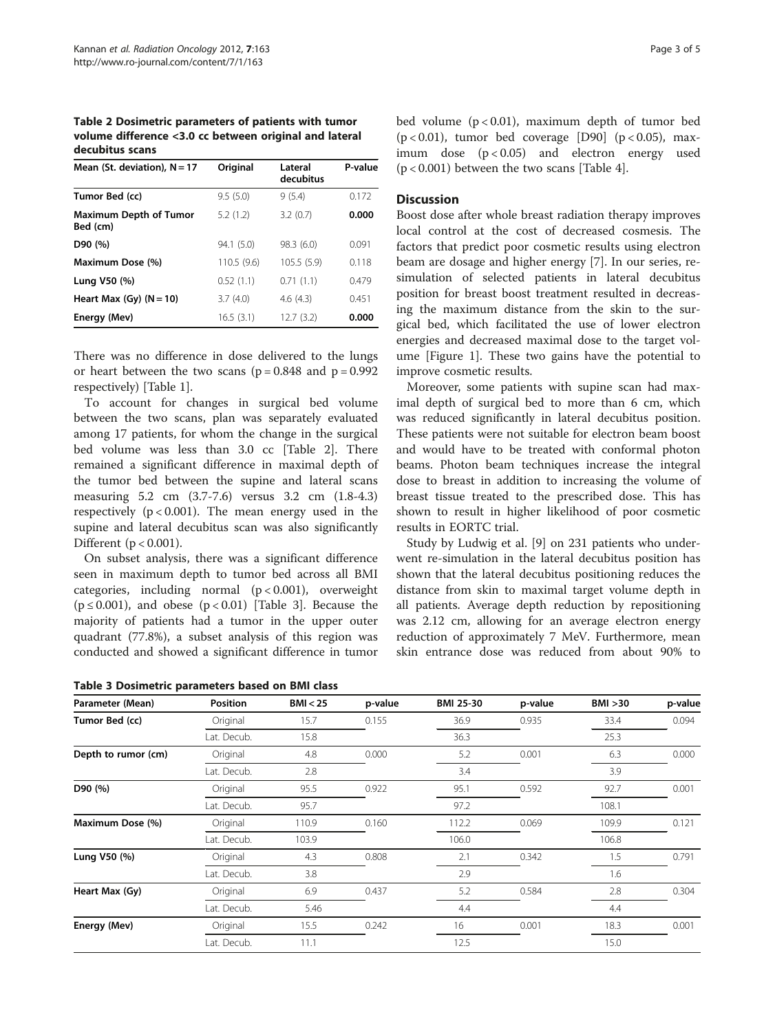**Table 2 Dosimetric parameters of patients with tumor volume difference <3.0 cc between original and lateral decubitus scans**

| Mean (St. deviation), N = 17 | Original | Lateral decubitus | P-value |
|---|---|---|---|
| **Tumor Bed (cc)** | 9.5 (5.0) | 9 (5.4) | 0.172 |
| **Maximum Depth of Tumor Bed (cm)** | 5.2 (1.2) | 3.2 (0.7) | **0.000** |
| **D90 (%)** | 94.1 (5.0) | 98.3 (6.0) | 0.091 |
| **Maximum Dose (%)** | 110.5 (9.6) | 105.5 (5.9) | 0.118 |
| **Lung V50 (%)** | 0.52 (1.1) | 0.71 (1.1) | 0.479 |
| **Heart Max (Gy) (N = 10)** | 3.7 (4.0) | 4.6 (4.3) | 0.451 |
| **Energy (Mev)** | 16.5 (3.1) | 12.7 (3.2) | **0.000** |

There was no difference in dose delivered to the lungs or heart between the two scans ($p = 0.848$ and $p = 0.992$ respectively) [Table 1].

To account for changes in surgical bed volume between the two scans, plan was separately evaluated among 17 patients, for whom the change in the surgical bed volume was less than 3.0 cc [Table 2]. There remained a significant difference in maximal depth of the tumor bed between the supine and lateral scans measuring 5.2 cm (3.7-7.6) versus 3.2 cm (1.8-4.3) respectively ($p < 0.001$). The mean energy used in the supine and lateral decubitus scan was also significantly Different ($p < 0.001$).

On subset analysis, there was a significant difference seen in maximum depth to tumor bed across all BMI categories, including normal ($p < 0.001$), overweight ($p \leq 0.001$), and obese ($p < 0.01$) [Table 3]. Because the majority of patients had a tumor in the upper outer quadrant (77.8%), a subset analysis of this region was conducted and showed a significant difference in tumor bed volume ($p < 0.01$), maximum depth of tumor bed ($p < 0.01$), tumor bed coverage [D90] ($p < 0.05$), maximum dose ($p < 0.05$) and electron energy used ($p < 0.001$) between the two scans [Table 4].

## Discussion

Boost dose after whole breast radiation therapy improves local control at the cost of decreased cosmesis. The factors that predict poor cosmetic results using electron beam are dosage and higher energy [7]. In our series, re-simulation of selected patients in lateral decubitus position for breast boost treatment resulted in decreasing the maximum distance from the skin to the surgical bed, which facilitated the use of lower electron energies and decreased maximal dose to the target volume [Figure 1]. These two gains have the potential to improve cosmetic results.

Moreover, some patients with supine scan had maximal depth of surgical bed to more than 6 cm, which was reduced significantly in lateral decubitus position. These patients were not suitable for electron beam boost and would have to be treated with conformal photon beams. Photon beam techniques increase the integral dose to breast in addition to increasing the volume of breast tissue treated to the prescribed dose. This has shown to result in higher likelihood of poor cosmetic results in EORTC trial.

Study by Ludwig et al. [9] on 231 patients who underwent re-simulation in the lateral decubitus position has shown that the lateral decubitus positioning reduces the distance from skin to maximal target volume depth in all patients. Average depth reduction by repositioning was 2.12 cm, allowing for an average electron energy reduction of approximately 7 MeV. Furthermore, mean skin entrance dose was reduced from about 90% to

**Table 3 Dosimetric parameters based on BMI class**

| Parameter (Mean) | Position | BMI < 25 | p-value | BMI 25-30 | p-value | BMI >30 | p-value |
|---|---|---|---|---|---|---|---|
| **Tumor Bed (cc)** | Original | 15.7 | 0.155 | 36.9 | 0.935 | 33.4 | 0.094 |
| | Lat. Decub. | 15.8 | | 36.3 | | 25.3 | |
| **Depth to rumor (cm)** | Original | 4.8 | 0.000 | 5.2 | 0.001 | 6.3 | 0.000 |
| | Lat. Decub. | 2.8 | | 3.4 | | 3.9 | |
| **D90 (%)** | Original | 95.5 | 0.922 | 95.1 | 0.592 | 92.7 | 0.001 |
| | Lat. Decub. | 95.7 | | 97.2 | | 108.1 | |
| **Maximum Dose (%)** | Original | 110.9 | 0.160 | 112.2 | 0.069 | 109.9 | 0.121 |
| | Lat. Decub. | 103.9 | | 106.0 | | 106.8 | |
| **Lung V50 (%)** | Original | 4.3 | 0.808 | 2.1 | 0.342 | 1.5 | 0.791 |
| | Lat. Decub. | 3.8 | | 2.9 | | 1.6 | |
| **Heart Max (Gy)** | Original | 6.9 | 0.437 | 5.2 | 0.584 | 2.8 | 0.304 |
| | Lat. Decub. | 5.46 | | 4.4 | | 4.4 | |
| **Energy (Mev)** | Original | 15.5 | 0.242 | 16 | 0.001 | 18.3 | 0.001 |
| | Lat. Decub. | 11.1 | | 12.5 | | 15.0 | |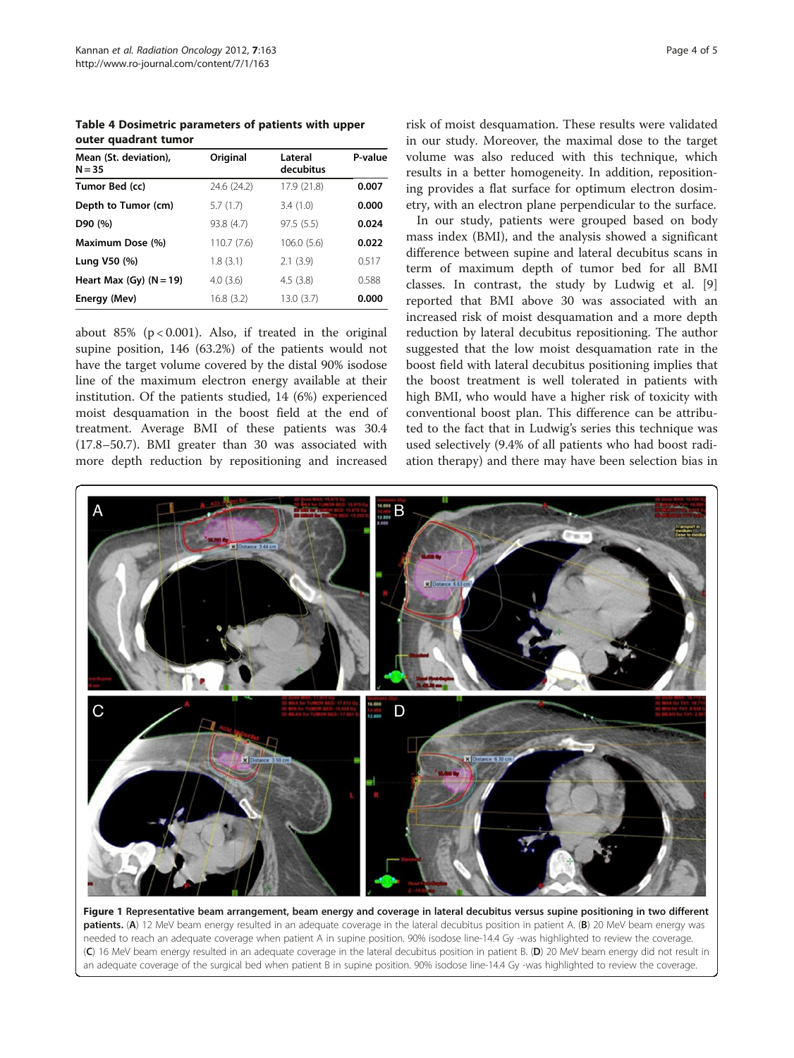**Table 4 Dosimetric parameters of patients with upper outer quadrant tumor**

| Mean (St. deviation), N = 35 | Original | Lateral decubitus | P-value |
|---|---|---|---|
| **Tumor Bed (cc)** | 24.6 (24.2) | 17.9 (21.8) | **0.007** |
| **Depth to Tumor (cm)** | 5.7 (1.7) | 3.4 (1.0) | **0.000** |
| **D90 (%)** | 93.8 (4.7) | 97.5 (5.5) | **0.024** |
| **Maximum Dose (%)** | 110.7 (7.6) | 106.0 (5.6) | **0.022** |
| **Lung V50 (%)** | 1.8 (3.1) | 2.1 (3.9) | 0.517 |
| **Heart Max (Gy) (N = 19)** | 4.0 (3.6) | 4.5 (3.8) | 0.588 |
| **Energy (Mev)** | 16.8 (3.2) | 13.0 (3.7) | **0.000** |

about 85% ($p < 0.001$). Also, if treated in the original supine position, 146 (63.2%) of the patients would not have the target volume covered by the distal 90% isodose line of the maximum electron energy available at their institution. Of the patients studied, 14 (6%) experienced moist desquamation in the boost field at the end of treatment. Average BMI of these patients was 30.4 (17.8–50.7). BMI greater than 30 was associated with more depth reduction by repositioning and increased risk of moist desquamation. These results were validated in our study. Moreover, the maximal dose to the target volume was also reduced with this technique, which results in a better homogeneity. In addition, repositioning provides a flat surface for optimum electron dosimetry, with an electron plane perpendicular to the surface.

In our study, patients were grouped based on body mass index (BMI), and the analysis showed a significant difference between supine and lateral decubitus scans in term of maximum depth of tumor bed for all BMI classes. In contrast, the study by Ludwig et al. [9] reported that BMI above 30 was associated with an increased risk of moist desquamation and a more depth reduction by lateral decubitus repositioning. The author suggested that the low moist desquamation rate in the boost field with lateral decubitus positioning implies that the boost treatment is well tolerated in patients with high BMI, who would have a higher risk of toxicity with conventional boost plan. This difference can be attributed to the fact that in Ludwig's series this technique was used selectively (9.4% of all patients who had boost radiation therapy) and there may have been selection bias in

**Figure 1 Representative beam arrangement, beam energy and coverage in lateral decubitus versus supine positioning in two different patients.** (**A**) 12 MeV beam energy resulted in an adequate coverage in the lateral decubitus position in patient A. (**B**) 20 MeV beam energy was needed to reach an adequate coverage when patient A in supine position. 90% isodose line-14.4 Gy -was highlighted to review the coverage. (**C**) 16 MeV beam energy resulted in an adequate coverage in the lateral decubitus position in patient B. (**D**) 20 MeV beam energy did not result in an adequate coverage of the surgical bed when patient B in supine position. 90% isodose line-14.4 Gy -was highlighted to review the coverage.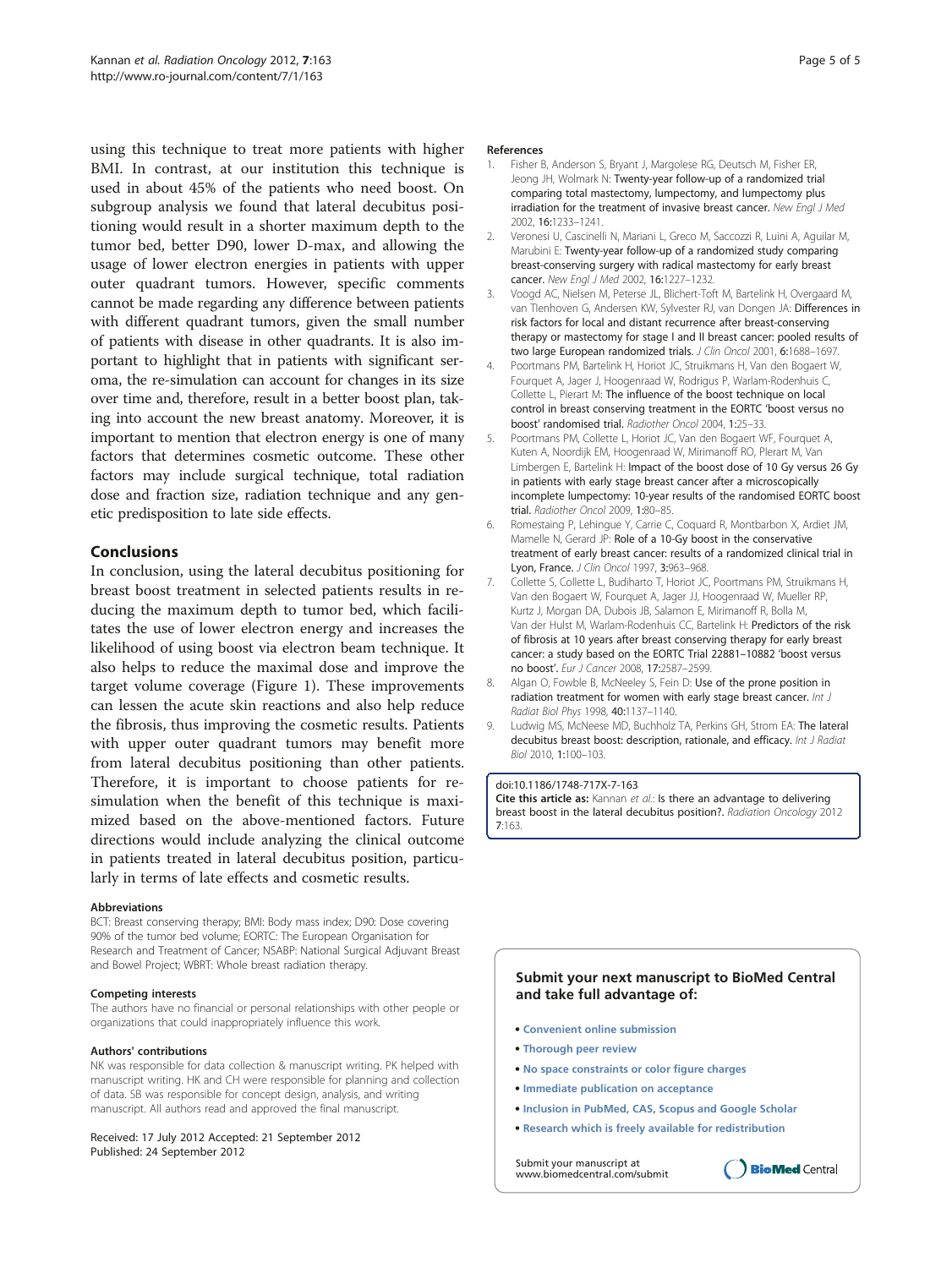using this technique to treat more patients with higher BMI. In contrast, at our institution this technique is used in about 45% of the patients who need boost. On subgroup analysis we found that lateral decubitus positioning would result in a shorter maximum depth to the tumor bed, better D90, lower D-max, and allowing the usage of lower electron energies in patients with upper outer quadrant tumors. However, specific comments cannot be made regarding any difference between patients with different quadrant tumors, given the small number of patients with disease in other quadrants. It is also important to highlight that in patients with significant seroma, the re-simulation can account for changes in its size over time and, therefore, result in a better boost plan, taking into account the new breast anatomy. Moreover, it is important to mention that electron energy is one of many factors that determines cosmetic outcome. These other factors may include surgical technique, total radiation dose and fraction size, radiation technique and any genetic predisposition to late side effects.

## Conclusions

In conclusion, using the lateral decubitus positioning for breast boost treatment in selected patients results in reducing the maximum depth to tumor bed, which facilitates the use of lower electron energy and increases the likelihood of using boost via electron beam technique. It also helps to reduce the maximal dose and improve the target volume coverage (Figure 1). These improvements can lessen the acute skin reactions and also help reduce the fibrosis, thus improving the cosmetic results. Patients with upper outer quadrant tumors may benefit more from lateral decubitus positioning than other patients. Therefore, it is important to choose patients for re-simulation when the benefit of this technique is maximized based on the above-mentioned factors. Future directions would include analyzing the clinical outcome in patients treated in lateral decubitus position, particularly in terms of late effects and cosmetic results.

### Abbreviations

BCT: Breast conserving therapy; BMI: Body mass index; D90: Dose covering 90% of the tumor bed volume; EORTC: The European Organisation for Research and Treatment of Cancer; NSABP: National Surgical Adjuvant Breast and Bowel Project; WBRT: Whole breast radiation therapy.

### Competing interests

The authors have no financial or personal relationships with other people or organizations that could inappropriately influence this work.

### Authors' contributions

NK was responsible for data collection & manuscript writing. PK helped with manuscript writing. HK and CH were responsible for planning and collection of data. SB was responsible for concept design, analysis, and writing manuscript. All authors read and approved the final manuscript.

Received: 17 July 2012 Accepted: 21 September 2012
Published: 24 September 2012

### References

1. Fisher B, Anderson S, Bryant J, Margolese RG, Deutsch M, Fisher ER, Jeong JH, Wolmark N: Twenty-year follow-up of a randomized trial comparing total mastectomy, lumpectomy, and lumpectomy plus irradiation for the treatment of invasive breast cancer. *New Engl J Med* 2002, **16**:1233–1241.
2. Veronesi U, Cascinelli N, Mariani L, Greco M, Saccozzi R, Luini A, Aguilar M, Marubini E: Twenty-year follow-up of a randomized study comparing breast-conserving surgery with radical mastectomy for early breast cancer. *New Engl J Med* 2002, **16**:1227–1232.
3. Voogd AC, Nielsen M, Peterse JL, Blichert-Toft M, Bartelink H, Overgaard M, van Tienhoven G, Andersen KW, Sylvester RJ, van Dongen JA: Differences in risk factors for local and distant recurrence after breast-conserving therapy or mastectomy for stage I and II breast cancer: pooled results of two large European randomized trials. *J Clin Oncol* 2001, **6**:1688–1697.
4. Poortmans PM, Bartelink H, Horiot JC, Struikmans H, Van den Bogaert W, Fourquet A, Jager J, Hoogenraad W, Rodrigus P, Warlam-Rodenhuis C, Collette L, Pierart M: The influence of the boost technique on local control in breast conserving treatment in the EORTC 'boost versus no boost' randomised trial. *Radiother Oncol* 2004, **1**:25–33.
5. Poortmans PM, Collette L, Horiot JC, Van den Bogaert WF, Fourquet A, Kuten A, Noordijk EM, Hoogenraad W, Mirimanoff RO, Pierart M, Van Limbergen E, Bartelink H: Impact of the boost dose of 10 Gy versus 26 Gy in patients with early stage breast cancer after a microscopically incomplete lumpectomy: 10-year results of the randomised EORTC boost trial. *Radiother Oncol* 2009, **1**:80–85.
6. Romestaing P, Lehingue Y, Carrie C, Coquard R, Montbarbon X, Ardiet JM, Mamelle N, Gerard JP: Role of a 10-Gy boost in the conservative treatment of early breast cancer: results of a randomized clinical trial in Lyon, France. *J Clin Oncol* 1997, **3**:963–968.
7. Collette S, Collette L, Budiharto T, Horiot JC, Poortmans PM, Struikmans H, Van den Bogaert W, Fourquet A, Jager JJ, Hoogenraad W, Mueller RP, Kurtz J, Morgan DA, Dubois JB, Salamon E, Mirimanoff R, Bolla M, Van der Hulst M, Warlam-Rodenhuis CC, Bartelink H: Predictors of the risk of fibrosis at 10 years after breast conserving therapy for early breast cancer: a study based on the EORTC Trial 22881–10882 'boost versus no boost'. *Eur J Cancer* 2008, **17**:2587–2599.
8. Algan O, Fowble B, McNeeley S, Fein D: Use of the prone position in radiation treatment for women with early stage breast cancer. *Int J Radiat Biol Phys* 1998, **40**:1137–1140.
9. Ludwig MS, McNeese MD, Buchholz TA, Perkins GH, Strom EA: The lateral decubitus breast boost: description, rationale, and efficacy. *Int J Radiat Biol* 2010, **1**:100–103.

doi:10.1186/1748-717X-7-163
**Cite this article as:** Kannan *et al.*: Is there an advantage to delivering breast boost in the lateral decubitus position?. *Radiation Oncology* 2012 **7**:163.

**Submit your next manuscript to BioMed Central and take full advantage of:**

- Convenient online submission
- Thorough peer review
- No space constraints or color figure charges
- Immediate publication on acceptance
- Inclusion in PubMed, CAS, Scopus and Google Scholar
- Research which is freely available for redistribution

Submit your manuscript at www.biomedcentral.com/submit

BioMed Central